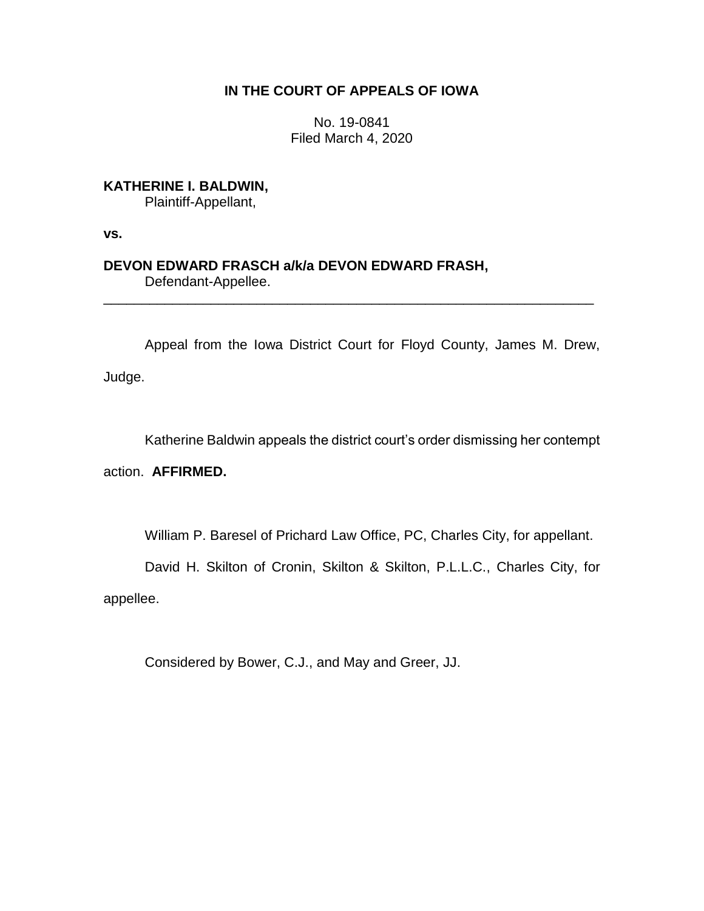**IN THE COURT OF APPEALS OF IOWA**

No. 19-0841
Filed March 4, 2020

**KATHERINE I. BALDWIN,**
Plaintiff-Appellant,

**vs.**

**DEVON EDWARD FRASCH a/k/a DEVON EDWARD FRASH,**
Defendant-Appellee.

---

Appeal from the Iowa District Court for Floyd County, James M. Drew, Judge.

Katherine Baldwin appeals the district court's order dismissing her contempt action. **AFFIRMED.**

William P. Baresel of Prichard Law Office, PC, Charles City, for appellant.

David H. Skilton of Cronin, Skilton & Skilton, P.L.L.C., Charles City, for appellee.

Considered by Bower, C.J., and May and Greer, JJ.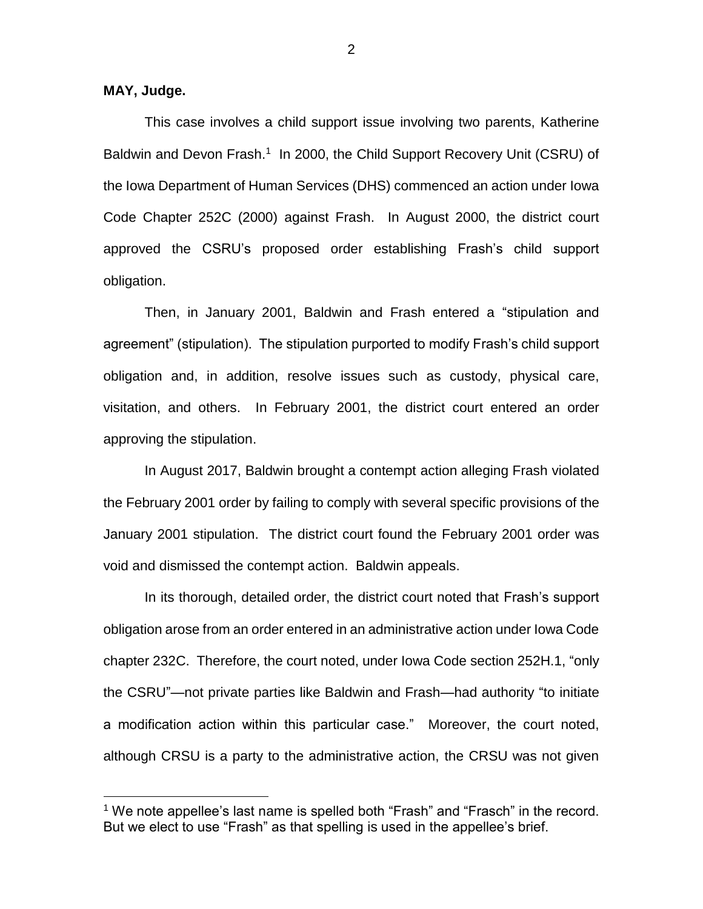**MAY, Judge.**

This case involves a child support issue involving two parents, Katherine Baldwin and Devon Frash.[1] In 2000, the Child Support Recovery Unit (CSRU) of the Iowa Department of Human Services (DHS) commenced an action under Iowa Code Chapter 252C (2000) against Frash. In August 2000, the district court approved the CSRU's proposed order establishing Frash's child support obligation.

Then, in January 2001, Baldwin and Frash entered a "stipulation and agreement" (stipulation). The stipulation purported to modify Frash's child support obligation and, in addition, resolve issues such as custody, physical care, visitation, and others. In February 2001, the district court entered an order approving the stipulation.

In August 2017, Baldwin brought a contempt action alleging Frash violated the February 2001 order by failing to comply with several specific provisions of the January 2001 stipulation. The district court found the February 2001 order was void and dismissed the contempt action. Baldwin appeals.

In its thorough, detailed order, the district court noted that Frash's support obligation arose from an order entered in an administrative action under Iowa Code chapter 232C. Therefore, the court noted, under Iowa Code section 252H.1, "only the CSRU"—not private parties like Baldwin and Frash—had authority "to initiate a modification action within this particular case." Moreover, the court noted, although CRSU is a party to the administrative action, the CRSU was not given

---

[1] We note appellee's last name is spelled both "Frash" and "Frasch" in the record. But we elect to use "Frash" as that spelling is used in the appellee's brief.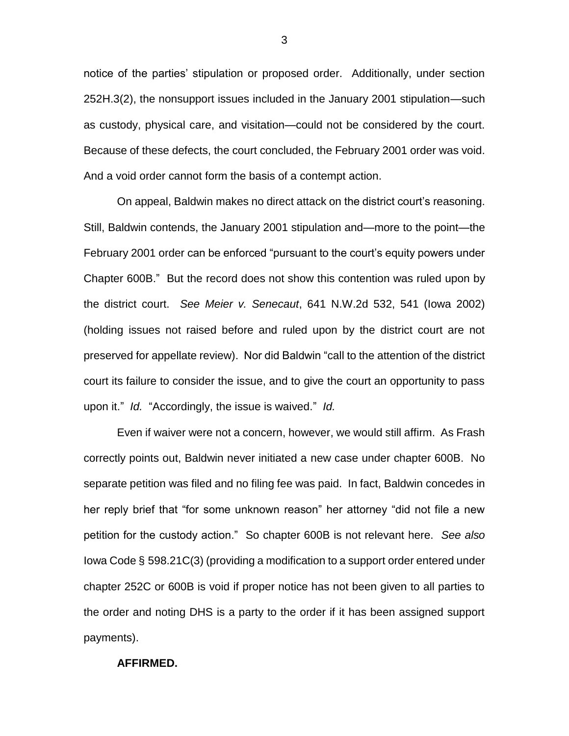notice of the parties' stipulation or proposed order. Additionally, under section 252H.3(2), the nonsupport issues included in the January 2001 stipulation—such as custody, physical care, and visitation—could not be considered by the court. Because of these defects, the court concluded, the February 2001 order was void. And a void order cannot form the basis of a contempt action.

On appeal, Baldwin makes no direct attack on the district court's reasoning. Still, Baldwin contends, the January 2001 stipulation and—more to the point—the February 2001 order can be enforced "pursuant to the court's equity powers under Chapter 600B." But the record does not show this contention was ruled upon by the district court. *See Meier v. Senecaut*, 641 N.W.2d 532, 541 (Iowa 2002) (holding issues not raised before and ruled upon by the district court are not preserved for appellate review). Nor did Baldwin "call to the attention of the district court its failure to consider the issue, and to give the court an opportunity to pass upon it." *Id.* "Accordingly, the issue is waived." *Id.*

Even if waiver were not a concern, however, we would still affirm. As Frash correctly points out, Baldwin never initiated a new case under chapter 600B. No separate petition was filed and no filing fee was paid. In fact, Baldwin concedes in her reply brief that "for some unknown reason" her attorney "did not file a new petition for the custody action." So chapter 600B is not relevant here. *See also* Iowa Code § 598.21C(3) (providing a modification to a support order entered under chapter 252C or 600B is void if proper notice has not been given to all parties to the order and noting DHS is a party to the order if it has been assigned support payments).

**AFFIRMED.**